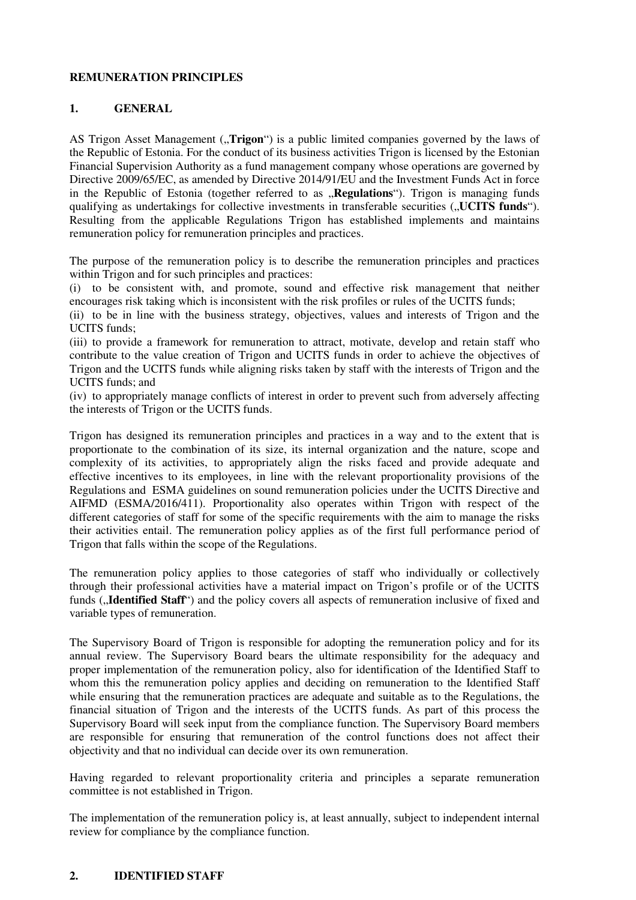## REMUNERATION PRINCIPLES

## 1. GENERAL

AS Trigon Asset Management („**Trigon**“) is a public limited companies governed by the laws of the Republic of Estonia. For the conduct of its business activities Trigon is licensed by the Estonian Financial Supervision Authority as a fund management company whose operations are governed by Directive 2009/65/EC, as amended by Directive 2014/91/EU and the Investment Funds Act in force in the Republic of Estonia (together referred to as „**Regulations**“). Trigon is managing funds qualifying as undertakings for collective investments in transferable securities („**UCITS funds**“). Resulting from the applicable Regulations Trigon has established implements and maintains remuneration policy for remuneration principles and practices.

The purpose of the remuneration policy is to describe the remuneration principles and practices within Trigon and for such principles and practices:

(i) to be consistent with, and promote, sound and effective risk management that neither encourages risk taking which is inconsistent with the risk profiles or rules of the UCITS funds;

(ii) to be in line with the business strategy, objectives, values and interests of Trigon and the UCITS funds;

(iii) to provide a framework for remuneration to attract, motivate, develop and retain staff who contribute to the value creation of Trigon and UCITS funds in order to achieve the objectives of Trigon and the UCITS funds while aligning risks taken by staff with the interests of Trigon and the UCITS funds; and

(iv) to appropriately manage conflicts of interest in order to prevent such from adversely affecting the interests of Trigon or the UCITS funds.

Trigon has designed its remuneration principles and practices in a way and to the extent that is proportionate to the combination of its size, its internal organization and the nature, scope and complexity of its activities, to appropriately align the risks faced and provide adequate and effective incentives to its employees, in line with the relevant proportionality provisions of the Regulations and ESMA guidelines on sound remuneration policies under the UCITS Directive and AIFMD (ESMA/2016/411). Proportionality also operates within Trigon with respect of the different categories of staff for some of the specific requirements with the aim to manage the risks their activities entail. The remuneration policy applies as of the first full performance period of Trigon that falls within the scope of the Regulations.

The remuneration policy applies to those categories of staff who individually or collectively through their professional activities have a material impact on Trigon's profile or of the UCITS funds („**Identified Staff**“) and the policy covers all aspects of remuneration inclusive of fixed and variable types of remuneration.

The Supervisory Board of Trigon is responsible for adopting the remuneration policy and for its annual review. The Supervisory Board bears the ultimate responsibility for the adequacy and proper implementation of the remuneration policy, also for identification of the Identified Staff to whom this the remuneration policy applies and deciding on remuneration to the Identified Staff while ensuring that the remuneration practices are adequate and suitable as to the Regulations, the financial situation of Trigon and the interests of the UCITS funds. As part of this process the Supervisory Board will seek input from the compliance function. The Supervisory Board members are responsible for ensuring that remuneration of the control functions does not affect their objectivity and that no individual can decide over its own remuneration.

Having regarded to relevant proportionality criteria and principles a separate remuneration committee is not established in Trigon.

The implementation of the remuneration policy is, at least annually, subject to independent internal review for compliance by the compliance function.

## 2. IDENTIFIED STAFF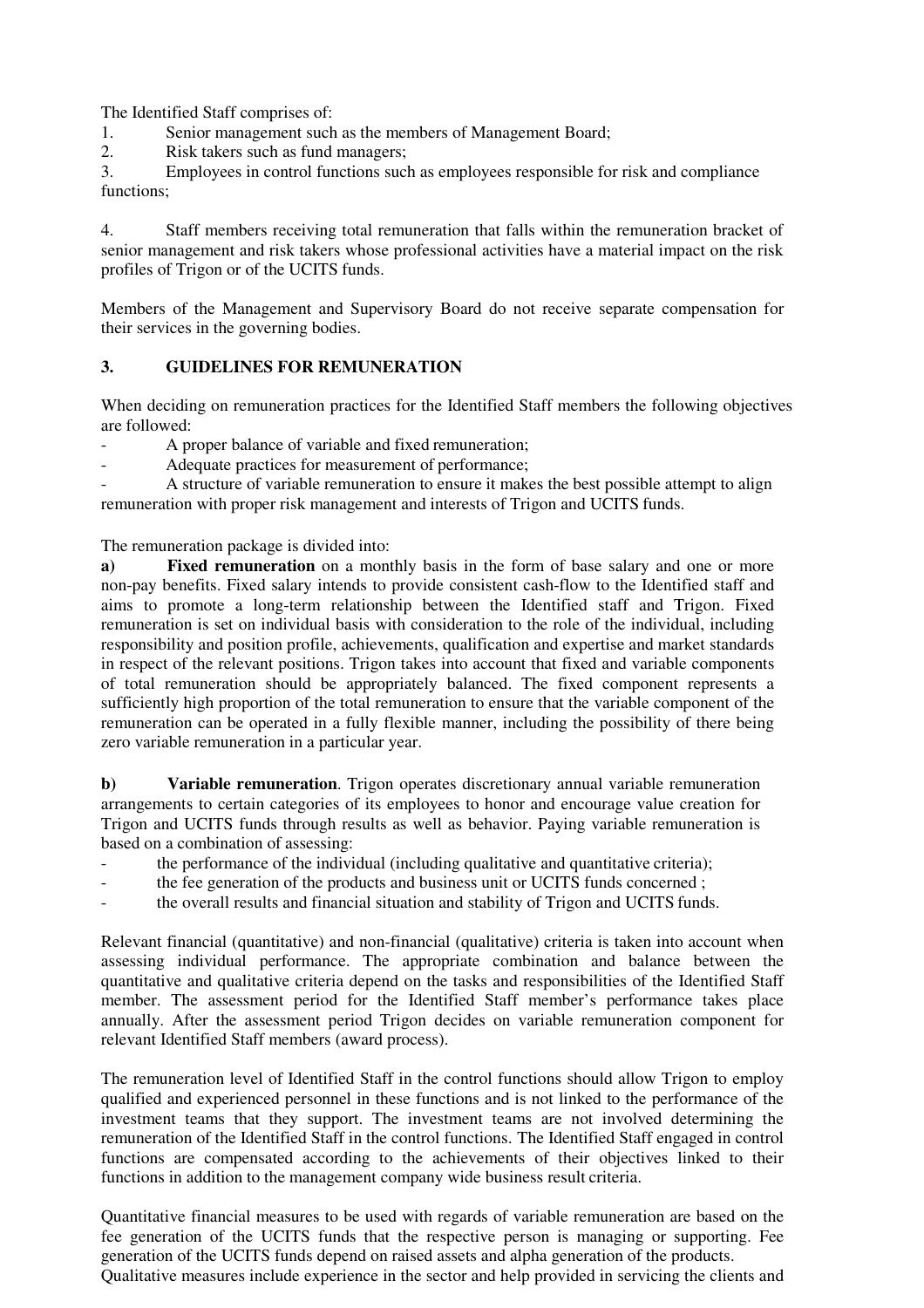The Identified Staff comprises of:

1. Senior management such as the members of Management Board;
2. Risk takers such as fund managers;
3. Employees in control functions such as employees responsible for risk and compliance functions;
4. Staff members receiving total remuneration that falls within the remuneration bracket of senior management and risk takers whose professional activities have a material impact on the risk profiles of Trigon or of the UCITS funds.

Members of the Management and Supervisory Board do not receive separate compensation for their services in the governing bodies.

## 3. GUIDELINES FOR REMUNERATION

When deciding on remuneration practices for the Identified Staff members the following objectives are followed:

- A proper balance of variable and fixed remuneration;
- Adequate practices for measurement of performance;
- A structure of variable remuneration to ensure it makes the best possible attempt to align remuneration with proper risk management and interests of Trigon and UCITS funds.

The remuneration package is divided into:

**a) Fixed remuneration** on a monthly basis in the form of base salary and one or more non-pay benefits. Fixed salary intends to provide consistent cash-flow to the Identified staff and aims to promote a long-term relationship between the Identified staff and Trigon. Fixed remuneration is set on individual basis with consideration to the role of the individual, including responsibility and position profile, achievements, qualification and expertise and market standards in respect of the relevant positions. Trigon takes into account that fixed and variable components of total remuneration should be appropriately balanced. The fixed component represents a sufficiently high proportion of the total remuneration to ensure that the variable component of the remuneration can be operated in a fully flexible manner, including the possibility of there being zero variable remuneration in a particular year.

**b) Variable remuneration**. Trigon operates discretionary annual variable remuneration arrangements to certain categories of its employees to honor and encourage value creation for Trigon and UCITS funds through results as well as behavior. Paying variable remuneration is based on a combination of assessing:

- the performance of the individual (including qualitative and quantitative criteria);
- the fee generation of the products and business unit or UCITS funds concerned ;
- the overall results and financial situation and stability of Trigon and UCITS funds.

Relevant financial (quantitative) and non-financial (qualitative) criteria is taken into account when assessing individual performance. The appropriate combination and balance between the quantitative and qualitative criteria depend on the tasks and responsibilities of the Identified Staff member. The assessment period for the Identified Staff member's performance takes place annually. After the assessment period Trigon decides on variable remuneration component for relevant Identified Staff members (award process).

The remuneration level of Identified Staff in the control functions should allow Trigon to employ qualified and experienced personnel in these functions and is not linked to the performance of the investment teams that they support. The investment teams are not involved determining the remuneration of the Identified Staff in the control functions. The Identified Staff engaged in control functions are compensated according to the achievements of their objectives linked to their functions in addition to the management company wide business result criteria.

Quantitative financial measures to be used with regards of variable remuneration are based on the fee generation of the UCITS funds that the respective person is managing or supporting. Fee generation of the UCITS funds depend on raised assets and alpha generation of the products. Qualitative measures include experience in the sector and help provided in servicing the clients and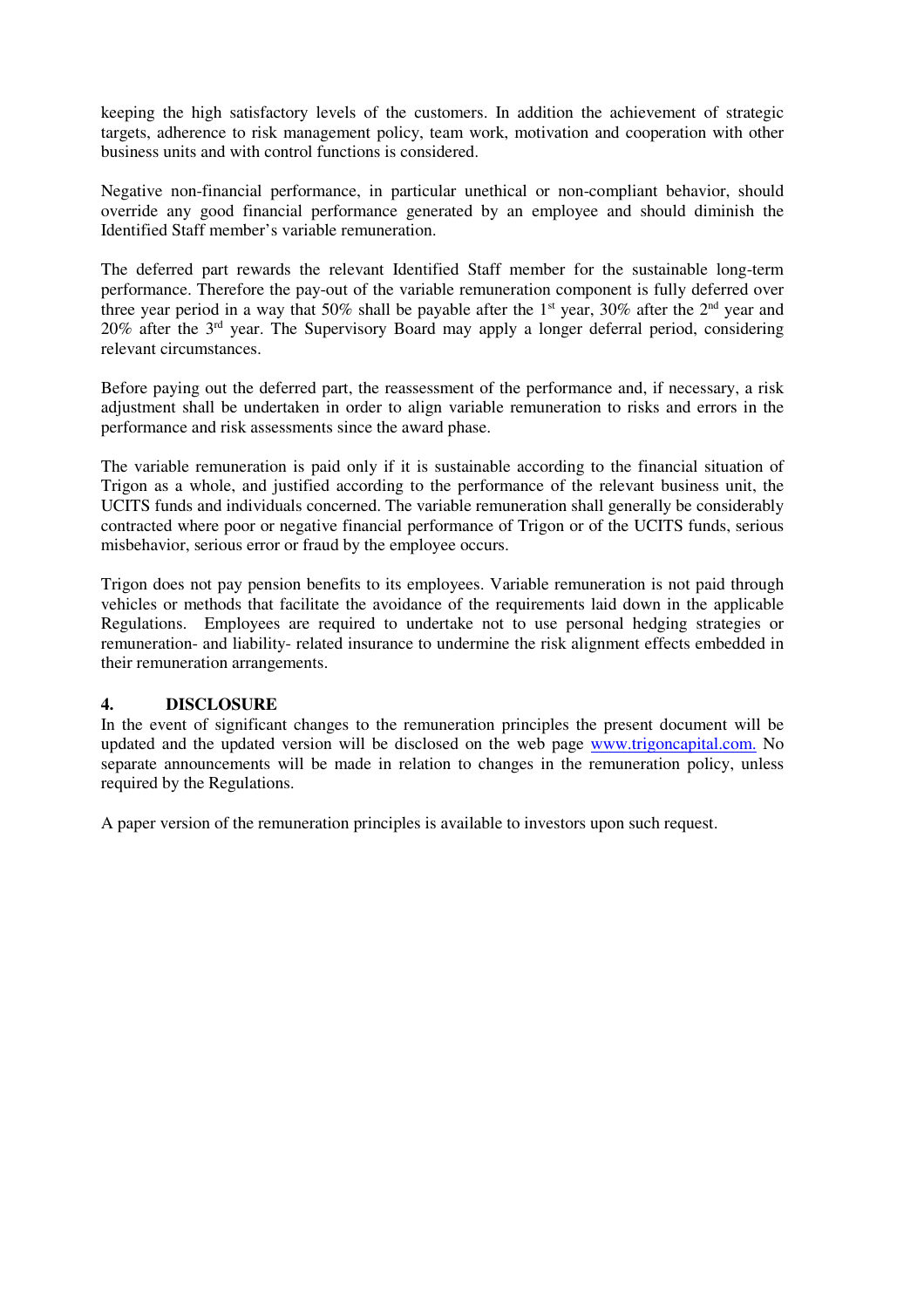keeping the high satisfactory levels of the customers. In addition the achievement of strategic targets, adherence to risk management policy, team work, motivation and cooperation with other business units and with control functions is considered.

Negative non-financial performance, in particular unethical or non-compliant behavior, should override any good financial performance generated by an employee and should diminish the Identified Staff member's variable remuneration.

The deferred part rewards the relevant Identified Staff member for the sustainable long-term performance. Therefore the pay-out of the variable remuneration component is fully deferred over three year period in a way that 50% shall be payable after the 1st year, 30% after the 2nd year and 20% after the 3rd year. The Supervisory Board may apply a longer deferral period, considering relevant circumstances.

Before paying out the deferred part, the reassessment of the performance and, if necessary, a risk adjustment shall be undertaken in order to align variable remuneration to risks and errors in the performance and risk assessments since the award phase.

The variable remuneration is paid only if it is sustainable according to the financial situation of Trigon as a whole, and justified according to the performance of the relevant business unit, the UCITS funds and individuals concerned. The variable remuneration shall generally be considerably contracted where poor or negative financial performance of Trigon or of the UCITS funds, serious misbehavior, serious error or fraud by the employee occurs.

Trigon does not pay pension benefits to its employees. Variable remuneration is not paid through vehicles or methods that facilitate the avoidance of the requirements laid down in the applicable Regulations. Employees are required to undertake not to use personal hedging strategies or remuneration- and liability- related insurance to undermine the risk alignment effects embedded in their remuneration arrangements.

## 4. DISCLOSURE

In the event of significant changes to the remuneration principles the present document will be updated and the updated version will be disclosed on the web page www.trigoncapital.com. No separate announcements will be made in relation to changes in the remuneration policy, unless required by the Regulations.

A paper version of the remuneration principles is available to investors upon such request.